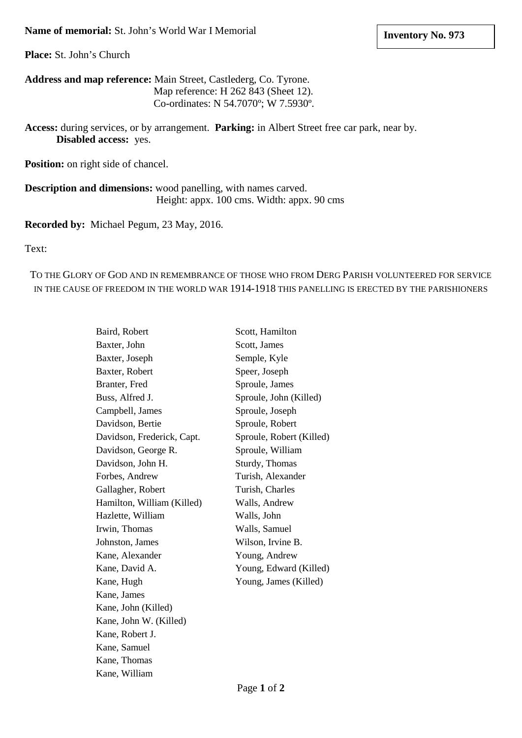**Name of memorial:** St. John's World War I Memorial

**Inventory No. 973**

**Place:** St. John's Church

**Address and map reference:** Main Street, Castlederg, Co. Tyrone.
Map reference: H 262 843 (Sheet 12).
Co-ordinates: N 54.7070º; W 7.5930º.

**Access:** during services, or by arrangement. **Parking:** in Albert Street free car park, near by.
**Disabled access:** yes.

**Position:** on right side of chancel.

**Description and dimensions:** wood panelling, with names carved.
Height: appx. 100 cms. Width: appx. 90 cms

**Recorded by:** Michael Pegum, 23 May, 2016.

Text:

TO THE GLORY OF GOD AND IN REMEMBRANCE OF THOSE WHO FROM DERG PARISH VOLUNTEERED FOR SERVICE IN THE CAUSE OF FREEDOM IN THE WORLD WAR 1914-1918 THIS PANELLING IS ERECTED BY THE PARISHIONERS

Baird, Robert
Baxter, John
Baxter, Joseph
Baxter, Robert
Branter, Fred
Buss, Alfred J.
Campbell, James
Davidson, Bertie
Davidson, Frederick, Capt.
Davidson, George R.
Davidson, John H.
Forbes, Andrew
Gallagher, Robert
Hamilton, William (Killed)
Hazlette, William
Irwin, Thomas
Johnston, James
Kane, Alexander
Kane, David A.
Kane, Hugh
Kane, James
Kane, John (Killed)
Kane, John W. (Killed)
Kane, Robert J.
Kane, Samuel
Kane, Thomas
Kane, William
Scott, Hamilton
Scott, James
Semple, Kyle
Speer, Joseph
Sproule, James
Sproule, John (Killed)
Sproule, Joseph
Sproule, Robert
Sproule, Robert (Killed)
Sproule, William
Sturdy, Thomas
Turish, Alexander
Turish, Charles
Walls, Andrew
Walls, John
Walls, Samuel
Wilson, Irvine B.
Young, Andrew
Young, Edward (Killed)
Young, James (Killed)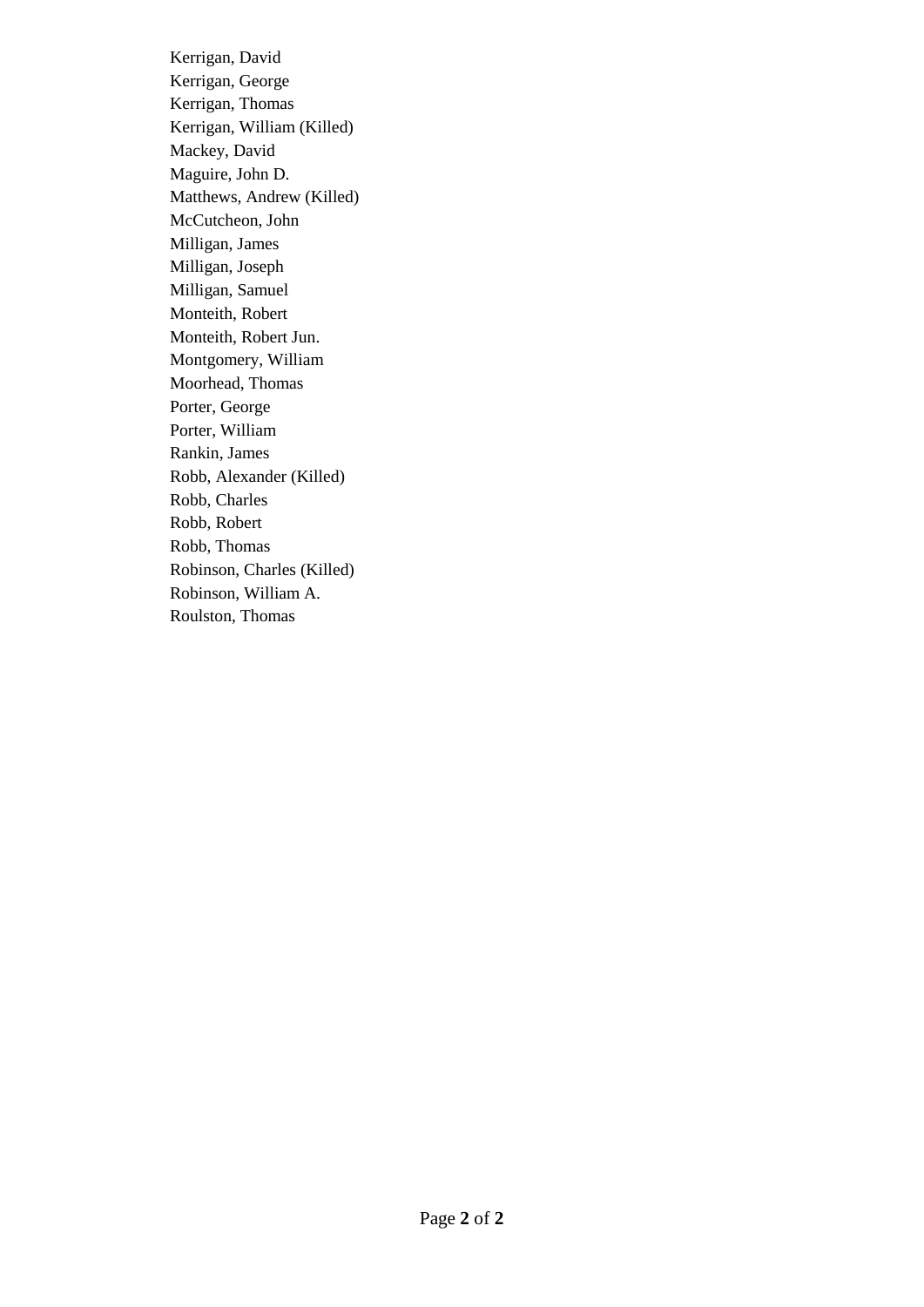Kerrigan, David
Kerrigan, George
Kerrigan, Thomas
Kerrigan, William (Killed)
Mackey, David
Maguire, John D.
Matthews, Andrew (Killed)
McCutcheon, John
Milligan, James
Milligan, Joseph
Milligan, Samuel
Monteith, Robert
Monteith, Robert Jun.
Montgomery, William
Moorhead, Thomas
Porter, George
Porter, William
Rankin, James
Robb, Alexander (Killed)
Robb, Charles
Robb, Robert
Robb, Thomas
Robinson, Charles (Killed)
Robinson, William A.
Roulston, Thomas